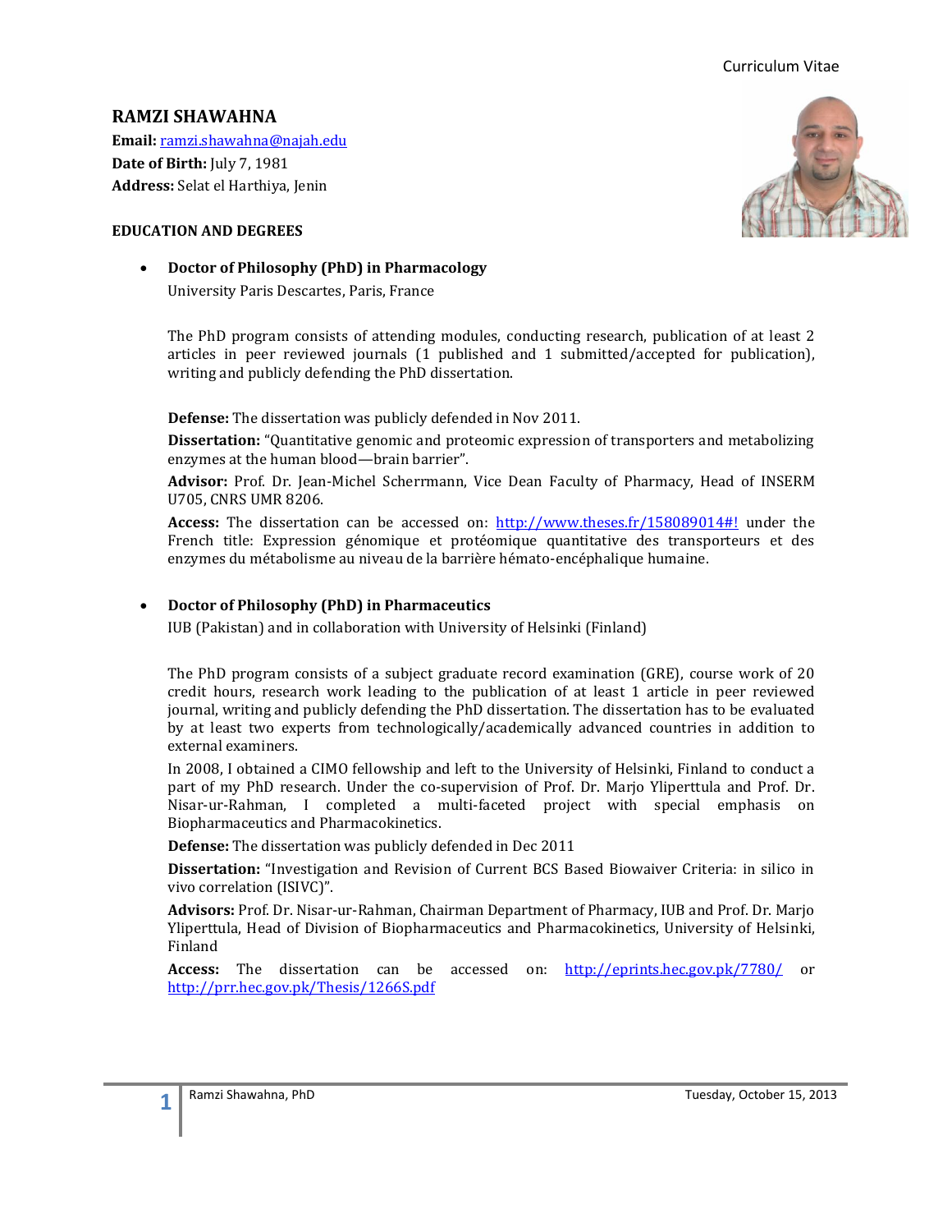# RAMZI SHAWAHNA

**Email:** ramzi.shawahna@najah.edu
**Date of Birth:** July 7, 1981
**Address:** Selat el Harthiya, Jenin

## EDUCATION AND DEGREES

- **Doctor of Philosophy (PhD) in Pharmacology**
  University Paris Descartes, Paris, France

  The PhD program consists of attending modules, conducting research, publication of at least 2 articles in peer reviewed journals (1 published and 1 submitted/accepted for publication), writing and publicly defending the PhD dissertation.

  **Defense:** The dissertation was publicly defended in Nov 2011.

  **Dissertation:** "Quantitative genomic and proteomic expression of transporters and metabolizing enzymes at the human blood—brain barrier".

  **Advisor:** Prof. Dr. Jean-Michel Scherrmann, Vice Dean Faculty of Pharmacy, Head of INSERM U705, CNRS UMR 8206.

  **Access:** The dissertation can be accessed on: http://www.theses.fr/158089014#! under the French title: Expression génomique et protéomique quantitative des transporteurs et des enzymes du métabolisme au niveau de la barrière hémato-encéphalique humaine.

- **Doctor of Philosophy (PhD) in Pharmaceutics**
  IUB (Pakistan) and in collaboration with University of Helsinki (Finland)

  The PhD program consists of a subject graduate record examination (GRE), course work of 20 credit hours, research work leading to the publication of at least 1 article in peer reviewed journal, writing and publicly defending the PhD dissertation. The dissertation has to be evaluated by at least two experts from technologically/academically advanced countries in addition to external examiners.

  In 2008, I obtained a CIMO fellowship and left to the University of Helsinki, Finland to conduct a part of my PhD research. Under the co-supervision of Prof. Dr. Marjo Yliperttula and Prof. Dr. Nisar-ur-Rahman, I completed a multi-faceted project with special emphasis on Biopharmaceutics and Pharmacokinetics.

  **Defense:** The dissertation was publicly defended in Dec 2011

  **Dissertation:** "Investigation and Revision of Current BCS Based Biowaiver Criteria: in silico in vivo correlation (ISIVC)".

  **Advisors:** Prof. Dr. Nisar-ur-Rahman, Chairman Department of Pharmacy, IUB and Prof. Dr. Marjo Yliperttula, Head of Division of Biopharmaceutics and Pharmacokinetics, University of Helsinki, Finland

  **Access:** The dissertation can be accessed on: http://eprints.hec.gov.pk/7780/ or http://prr.hec.gov.pk/Thesis/1266S.pdf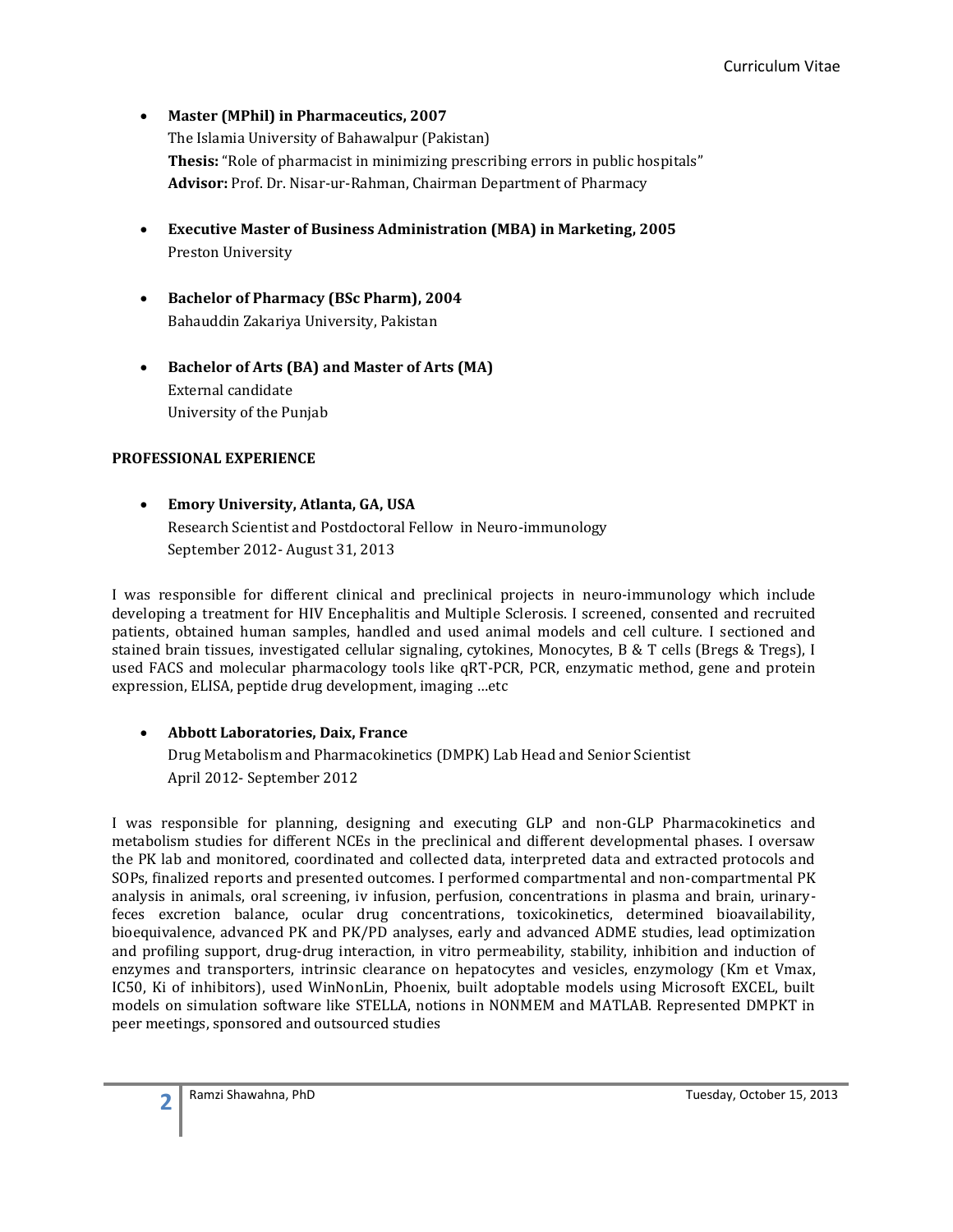- **Master (MPhil) in Pharmaceutics, 2007**
  The Islamia University of Bahawalpur (Pakistan)
  **Thesis:** "Role of pharmacist in minimizing prescribing errors in public hospitals"
  **Advisor:** Prof. Dr. Nisar-ur-Rahman, Chairman Department of Pharmacy

- **Executive Master of Business Administration (MBA) in Marketing, 2005**
  Preston University

- **Bachelor of Pharmacy (BSc Pharm), 2004**
  Bahauddin Zakariya University, Pakistan

- **Bachelor of Arts (BA) and Master of Arts (MA)**
  External candidate
  University of the Punjab

**PROFESSIONAL EXPERIENCE**

- **Emory University, Atlanta, GA, USA**
  Research Scientist and Postdoctoral Fellow in Neuro-immunology
  September 2012- August 31, 2013

I was responsible for different clinical and preclinical projects in neuro-immunology which include developing a treatment for HIV Encephalitis and Multiple Sclerosis. I screened, consented and recruited patients, obtained human samples, handled and used animal models and cell culture. I sectioned and stained brain tissues, investigated cellular signaling, cytokines, Monocytes, B & T cells (Bregs & Tregs), I used FACS and molecular pharmacology tools like qRT-PCR, PCR, enzymatic method, gene and protein expression, ELISA, peptide drug development, imaging …etc

- **Abbott Laboratories, Daix, France**
  Drug Metabolism and Pharmacokinetics (DMPK) Lab Head and Senior Scientist
  April 2012- September 2012

I was responsible for planning, designing and executing GLP and non-GLP Pharmacokinetics and metabolism studies for different NCEs in the preclinical and different developmental phases. I oversaw the PK lab and monitored, coordinated and collected data, interpreted data and extracted protocols and SOPs, finalized reports and presented outcomes. I performed compartmental and non-compartmental PK analysis in animals, oral screening, iv infusion, perfusion, concentrations in plasma and brain, urinary-feces excretion balance, ocular drug concentrations, toxicokinetics, determined bioavailability, bioequivalence, advanced PK and PK/PD analyses, early and advanced ADME studies, lead optimization and profiling support, drug-drug interaction, in vitro permeability, stability, inhibition and induction of enzymes and transporters, intrinsic clearance on hepatocytes and vesicles, enzymology (Km et Vmax, IC50, Ki of inhibitors), used WinNonLin, Phoenix, built adoptable models using Microsoft EXCEL, built models on simulation software like STELLA, notions in NONMEM and MATLAB. Represented DMPKT in peer meetings, sponsored and outsourced studies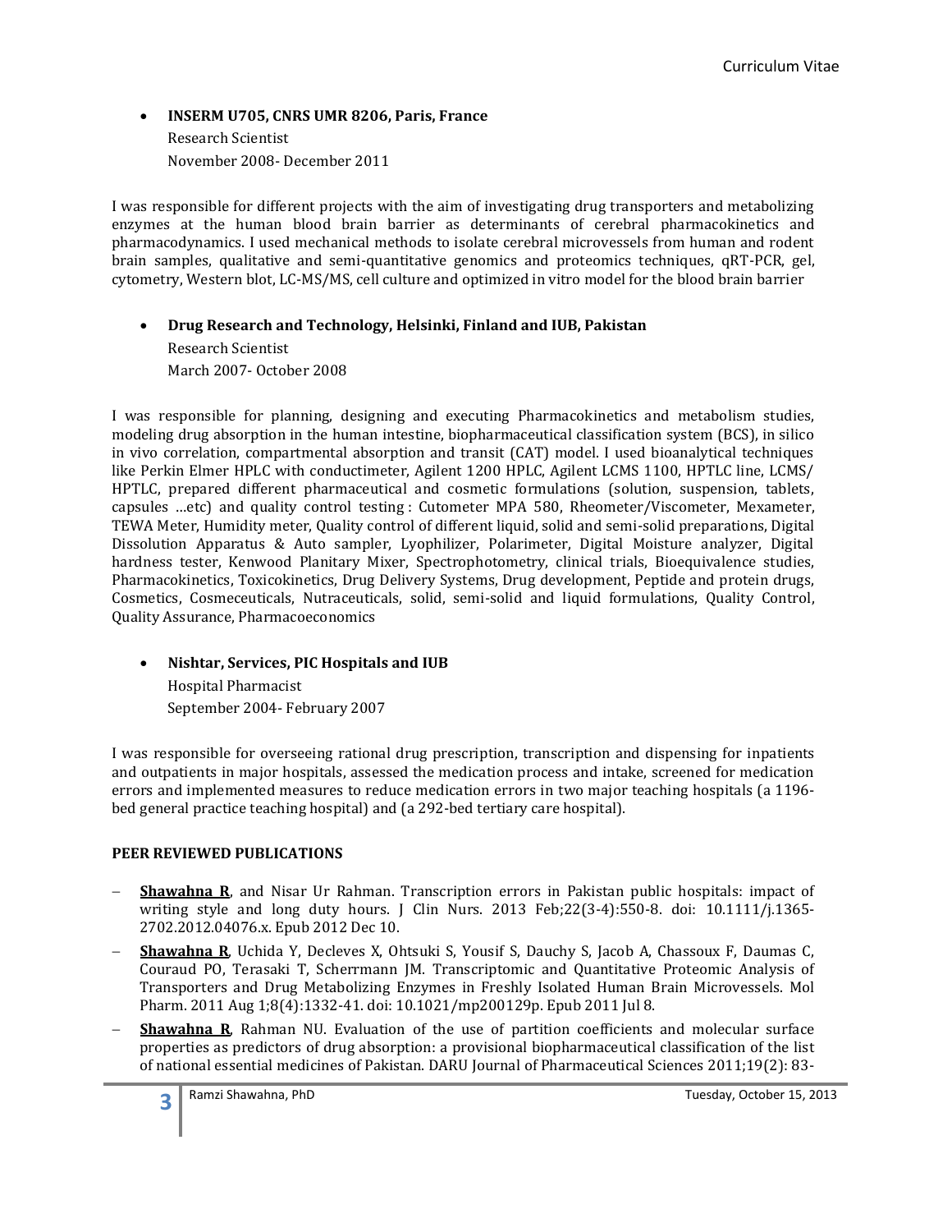- **INSERM U705, CNRS UMR 8206, Paris, France**
  Research Scientist
  November 2008- December 2011

I was responsible for different projects with the aim of investigating drug transporters and metabolizing enzymes at the human blood brain barrier as determinants of cerebral pharmacokinetics and pharmacodynamics. I used mechanical methods to isolate cerebral microvessels from human and rodent brain samples, qualitative and semi-quantitative genomics and proteomics techniques, qRT-PCR, gel, cytometry, Western blot, LC-MS/MS, cell culture and optimized in vitro model for the blood brain barrier

- **Drug Research and Technology, Helsinki, Finland and IUB, Pakistan**
  Research Scientist
  March 2007- October 2008

I was responsible for planning, designing and executing Pharmacokinetics and metabolism studies, modeling drug absorption in the human intestine, biopharmaceutical classification system (BCS), in silico in vivo correlation, compartmental absorption and transit (CAT) model. I used bioanalytical techniques like Perkin Elmer HPLC with conductimeter, Agilent 1200 HPLC, Agilent LCMS 1100, HPTLC line, LCMS/HPTLC, prepared different pharmaceutical and cosmetic formulations (solution, suspension, tablets, capsules …etc) and quality control testing : Cutometer MPA 580, Rheometer/Viscometer, Mexameter, TEWA Meter, Humidity meter, Quality control of different liquid, solid and semi-solid preparations, Digital Dissolution Apparatus & Auto sampler, Lyophilizer, Polarimeter, Digital Moisture analyzer, Digital hardness tester, Kenwood Planitary Mixer, Spectrophotometry, clinical trials, Bioequivalence studies, Pharmacokinetics, Toxicokinetics, Drug Delivery Systems, Drug development, Peptide and protein drugs, Cosmetics, Cosmeceuticals, Nutraceuticals, solid, semi-solid and liquid formulations, Quality Control, Quality Assurance, Pharmacoeconomics

- **Nishtar, Services, PIC Hospitals and IUB**
  Hospital Pharmacist
  September 2004- February 2007

I was responsible for overseeing rational drug prescription, transcription and dispensing for inpatients and outpatients in major hospitals, assessed the medication process and intake, screened for medication errors and implemented measures to reduce medication errors in two major teaching hospitals (a 1196-bed general practice teaching hospital) and (a 292-bed tertiary care hospital).

**PEER REVIEWED PUBLICATIONS**

- **Shawahna R**, and Nisar Ur Rahman. Transcription errors in Pakistan public hospitals: impact of writing style and long duty hours. J Clin Nurs. 2013 Feb;22(3-4):550-8. doi: 10.1111/j.1365-2702.2012.04076.x. Epub 2012 Dec 10.
- **Shawahna R**, Uchida Y, Decleves X, Ohtsuki S, Yousif S, Dauchy S, Jacob A, Chassoux F, Daumas C, Couraud PO, Terasaki T, Scherrmann JM. Transcriptomic and Quantitative Proteomic Analysis of Transporters and Drug Metabolizing Enzymes in Freshly Isolated Human Brain Microvessels. Mol Pharm. 2011 Aug 1;8(4):1332-41. doi: 10.1021/mp200129p. Epub 2011 Jul 8.
- **Shawahna R**, Rahman NU. Evaluation of the use of partition coefficients and molecular surface properties as predictors of drug absorption: a provisional biopharmaceutical classification of the list of national essential medicines of Pakistan. DARU Journal of Pharmaceutical Sciences 2011;19(2): 83-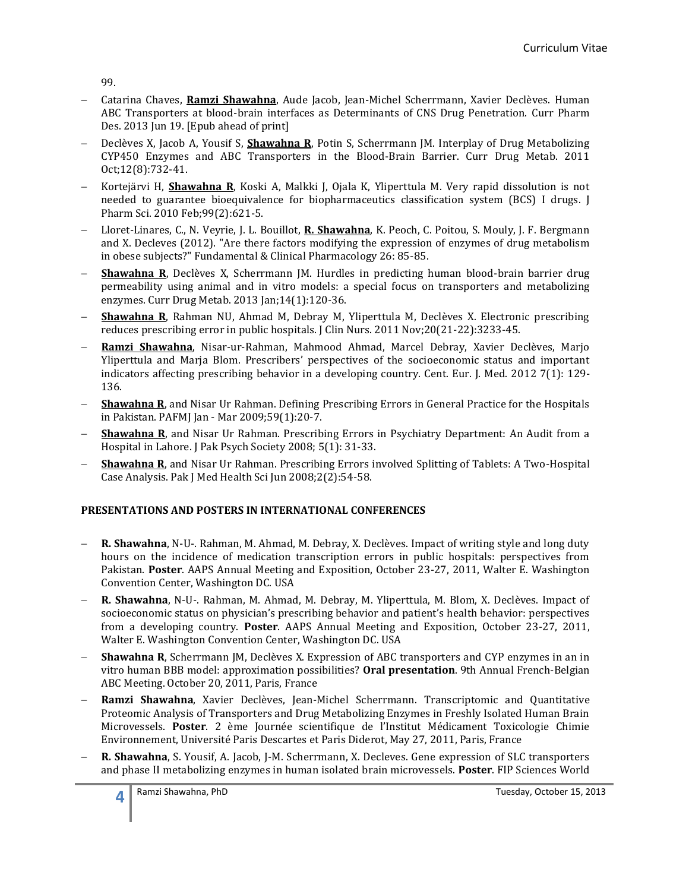99.

- Catarina Chaves, **Ramzi Shawahna**, Aude Jacob, Jean-Michel Scherrmann, Xavier Declèves. Human ABC Transporters at blood-brain interfaces as Determinants of CNS Drug Penetration. Curr Pharm Des. 2013 Jun 19. [Epub ahead of print]
- Declèves X, Jacob A, Yousif S, **Shawahna R**, Potin S, Scherrmann JM. Interplay of Drug Metabolizing CYP450 Enzymes and ABC Transporters in the Blood-Brain Barrier. Curr Drug Metab. 2011 Oct;12(8):732-41.
- Kortejärvi H, **Shawahna R**, Koski A, Malkki J, Ojala K, Yliperttula M. Very rapid dissolution is not needed to guarantee bioequivalence for biopharmaceutics classification system (BCS) I drugs. J Pharm Sci. 2010 Feb;99(2):621-5.
- Lloret-Linares, C., N. Veyrie, J. L. Bouillot, **R. Shawahna**, K. Peoch, C. Poitou, S. Mouly, J. F. Bergmann and X. Decleves (2012). "Are there factors modifying the expression of enzymes of drug metabolism in obese subjects?" Fundamental & Clinical Pharmacology 26: 85-85.
- **Shawahna R**, Declèves X, Scherrmann JM. Hurdles in predicting human blood-brain barrier drug permeability using animal and in vitro models: a special focus on transporters and metabolizing enzymes. Curr Drug Metab. 2013 Jan;14(1):120-36.
- **Shawahna R**, Rahman NU, Ahmad M, Debray M, Yliperttula M, Declèves X. Electronic prescribing reduces prescribing error in public hospitals. J Clin Nurs. 2011 Nov;20(21-22):3233-45.
- **Ramzi Shawahna**, Nisar-ur-Rahman, Mahmood Ahmad, Marcel Debray, Xavier Declèves, Marjo Yliperttula and Marja Blom. Prescribers' perspectives of the socioeconomic status and important indicators affecting prescribing behavior in a developing country. Cent. Eur. J. Med. 2012 7(1): 129-136.
- **Shawahna R**, and Nisar Ur Rahman. Defining Prescribing Errors in General Practice for the Hospitals in Pakistan. PAFMJ Jan - Mar 2009;59(1):20-7.
- **Shawahna R**, and Nisar Ur Rahman. Prescribing Errors in Psychiatry Department: An Audit from a Hospital in Lahore. J Pak Psych Society 2008; 5(1): 31-33.
- **Shawahna R**, and Nisar Ur Rahman. Prescribing Errors involved Splitting of Tablets: A Two-Hospital Case Analysis. Pak J Med Health Sci Jun 2008;2(2):54-58.

**PRESENTATIONS AND POSTERS IN INTERNATIONAL CONFERENCES**

- **R. Shawahna**, N-U-. Rahman, M. Ahmad, M. Debray, X. Declèves. Impact of writing style and long duty hours on the incidence of medication transcription errors in public hospitals: perspectives from Pakistan. **Poster**. AAPS Annual Meeting and Exposition, October 23-27, 2011, Walter E. Washington Convention Center, Washington DC. USA
- **R. Shawahna**, N-U-. Rahman, M. Ahmad, M. Debray, M. Yliperttula, M. Blom, X. Declèves. Impact of socioeconomic status on physician's prescribing behavior and patient's health behavior: perspectives from a developing country. **Poster**. AAPS Annual Meeting and Exposition, October 23-27, 2011, Walter E. Washington Convention Center, Washington DC. USA
- **Shawahna R**, Scherrmann JM, Declèves X. Expression of ABC transporters and CYP enzymes in an in vitro human BBB model: approximation possibilities? **Oral presentation**. 9th Annual French-Belgian ABC Meeting. October 20, 2011, Paris, France
- **Ramzi Shawahna**, Xavier Declèves, Jean-Michel Scherrmann. Transcriptomic and Quantitative Proteomic Analysis of Transporters and Drug Metabolizing Enzymes in Freshly Isolated Human Brain Microvessels. **Poster**. 2 ème Journée scientifique de l'Institut Médicament Toxicologie Chimie Environnement, Université Paris Descartes et Paris Diderot, May 27, 2011, Paris, France
- **R. Shawahna**, S. Yousif, A. Jacob, J-M. Scherrmann, X. Decleves. Gene expression of SLC transporters and phase II metabolizing enzymes in human isolated brain microvessels. **Poster**. FIP Sciences World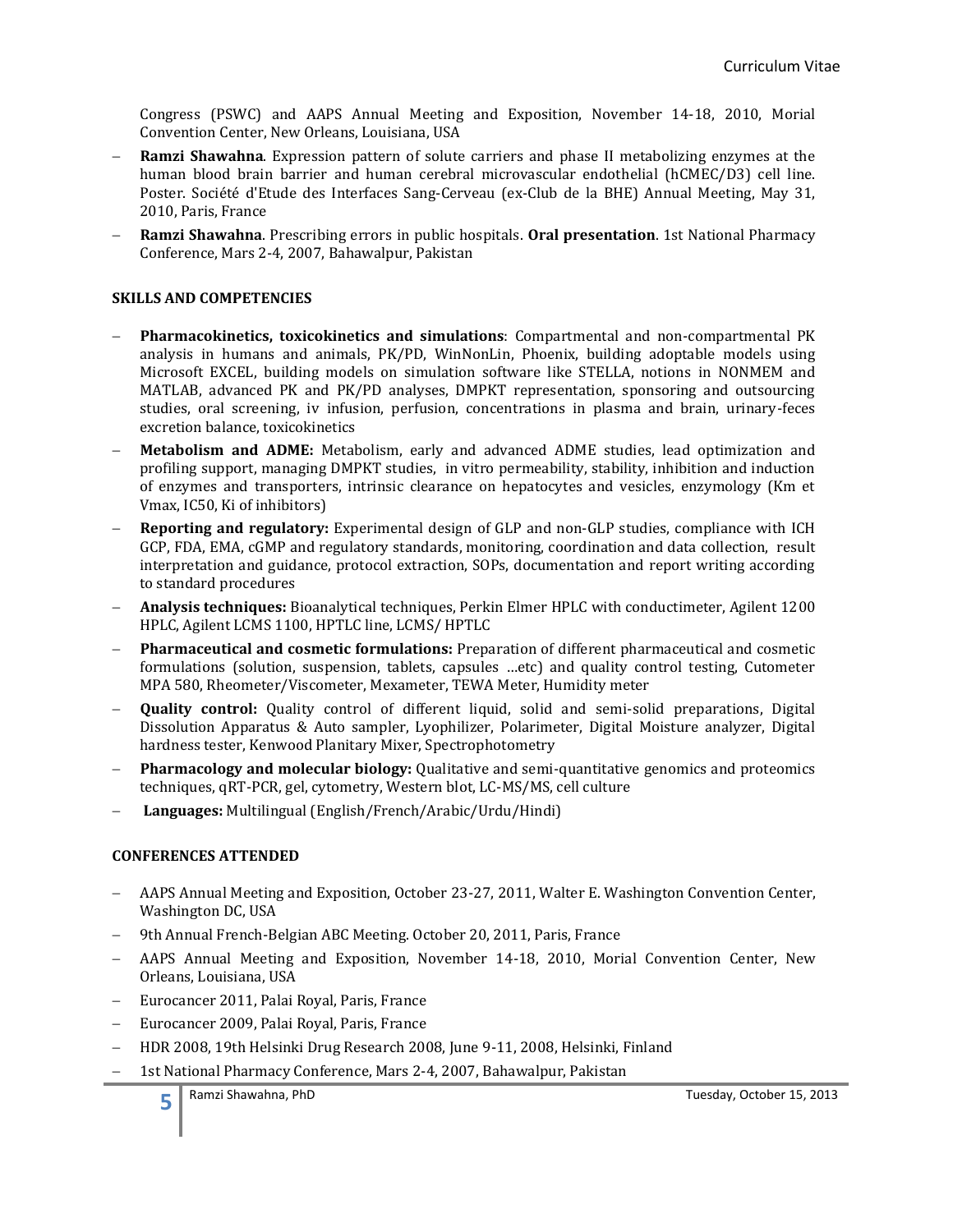Congress (PSWC) and AAPS Annual Meeting and Exposition, November 14-18, 2010, Morial Convention Center, New Orleans, Louisiana, USA

- **Ramzi Shawahna**. Expression pattern of solute carriers and phase II metabolizing enzymes at the human blood brain barrier and human cerebral microvascular endothelial (hCMEC/D3) cell line. Poster. Société d'Etude des Interfaces Sang-Cerveau (ex-Club de la BHE) Annual Meeting, May 31, 2010, Paris, France
- **Ramzi Shawahna**. Prescribing errors in public hospitals. **Oral presentation**. 1st National Pharmacy Conference, Mars 2-4, 2007, Bahawalpur, Pakistan

**SKILLS AND COMPETENCIES**

- **Pharmacokinetics, toxicokinetics and simulations**: Compartmental and non-compartmental PK analysis in humans and animals, PK/PD, WinNonLin, Phoenix, building adoptable models using Microsoft EXCEL, building models on simulation software like STELLA, notions in NONMEM and MATLAB, advanced PK and PK/PD analyses, DMPKT representation, sponsoring and outsourcing studies, oral screening, iv infusion, perfusion, concentrations in plasma and brain, urinary-feces excretion balance, toxicokinetics
- **Metabolism and ADME:** Metabolism, early and advanced ADME studies, lead optimization and profiling support, managing DMPKT studies, in vitro permeability, stability, inhibition and induction of enzymes and transporters, intrinsic clearance on hepatocytes and vesicles, enzymology (Km et Vmax, IC50, Ki of inhibitors)
- **Reporting and regulatory:** Experimental design of GLP and non-GLP studies, compliance with ICH GCP, FDA, EMA, cGMP and regulatory standards, monitoring, coordination and data collection, result interpretation and guidance, protocol extraction, SOPs, documentation and report writing according to standard procedures
- **Analysis techniques:** Bioanalytical techniques, Perkin Elmer HPLC with conductimeter, Agilent 1200 HPLC, Agilent LCMS 1100, HPTLC line, LCMS/ HPTLC
- **Pharmaceutical and cosmetic formulations:** Preparation of different pharmaceutical and cosmetic formulations (solution, suspension, tablets, capsules …etc) and quality control testing, Cutometer MPA 580, Rheometer/Viscometer, Mexameter, TEWA Meter, Humidity meter
- **Quality control:** Quality control of different liquid, solid and semi-solid preparations, Digital Dissolution Apparatus & Auto sampler, Lyophilizer, Polarimeter, Digital Moisture analyzer, Digital hardness tester, Kenwood Planitary Mixer, Spectrophotometry
- **Pharmacology and molecular biology:** Qualitative and semi-quantitative genomics and proteomics techniques, qRT-PCR, gel, cytometry, Western blot, LC-MS/MS, cell culture
- **Languages:** Multilingual (English/French/Arabic/Urdu/Hindi)

**CONFERENCES ATTENDED**

- AAPS Annual Meeting and Exposition, October 23-27, 2011, Walter E. Washington Convention Center, Washington DC, USA
- 9th Annual French-Belgian ABC Meeting. October 20, 2011, Paris, France
- AAPS Annual Meeting and Exposition, November 14-18, 2010, Morial Convention Center, New Orleans, Louisiana, USA
- Eurocancer 2011, Palai Royal, Paris, France
- Eurocancer 2009, Palai Royal, Paris, France
- HDR 2008, 19th Helsinki Drug Research 2008, June 9-11, 2008, Helsinki, Finland
- 1st National Pharmacy Conference, Mars 2-4, 2007, Bahawalpur, Pakistan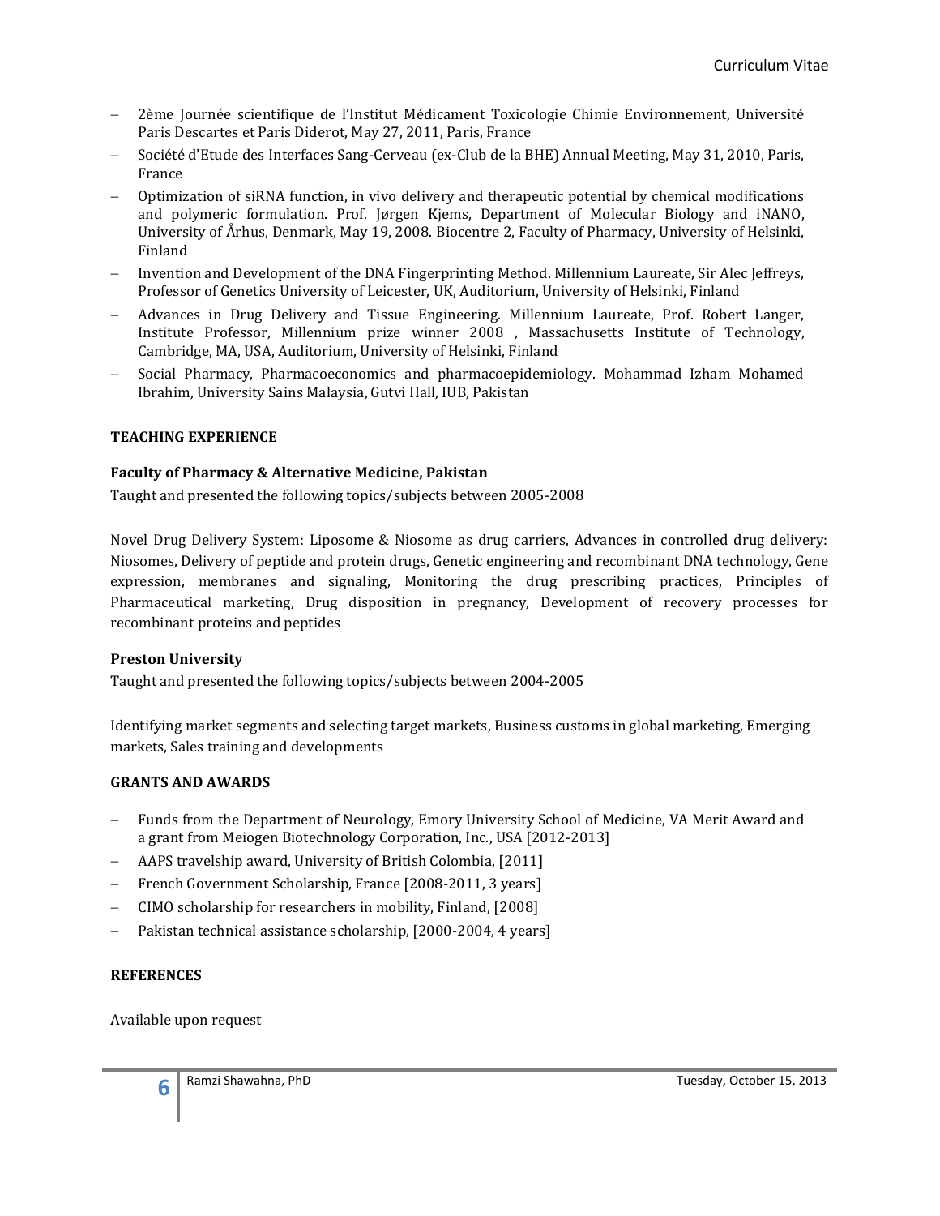- 2ème Journée scientifique de l'Institut Médicament Toxicologie Chimie Environnement, Université Paris Descartes et Paris Diderot, May 27, 2011, Paris, France
- Société d'Etude des Interfaces Sang-Cerveau (ex-Club de la BHE) Annual Meeting, May 31, 2010, Paris, France
- Optimization of siRNA function, in vivo delivery and therapeutic potential by chemical modifications and polymeric formulation. Prof. Jørgen Kjems, Department of Molecular Biology and iNANO, University of Århus, Denmark, May 19, 2008. Biocentre 2, Faculty of Pharmacy, University of Helsinki, Finland
- Invention and Development of the DNA Fingerprinting Method. Millennium Laureate, Sir Alec Jeffreys, Professor of Genetics University of Leicester, UK, Auditorium, University of Helsinki, Finland
- Advances in Drug Delivery and Tissue Engineering. Millennium Laureate, Prof. Robert Langer, Institute Professor, Millennium prize winner 2008 , Massachusetts Institute of Technology, Cambridge, MA, USA, Auditorium, University of Helsinki, Finland
- Social Pharmacy, Pharmacoeconomics and pharmacoepidemiology. Mohammad Izham Mohamed Ibrahim, University Sains Malaysia, Gutvi Hall, IUB, Pakistan

**TEACHING EXPERIENCE**

**Faculty of Pharmacy & Alternative Medicine, Pakistan**

Taught and presented the following topics/subjects between 2005-2008

Novel Drug Delivery System: Liposome & Niosome as drug carriers, Advances in controlled drug delivery: Niosomes, Delivery of peptide and protein drugs, Genetic engineering and recombinant DNA technology, Gene expression, membranes and signaling, Monitoring the drug prescribing practices, Principles of Pharmaceutical marketing, Drug disposition in pregnancy, Development of recovery processes for recombinant proteins and peptides

**Preston University**

Taught and presented the following topics/subjects between 2004-2005

Identifying market segments and selecting target markets, Business customs in global marketing, Emerging markets, Sales training and developments

**GRANTS AND AWARDS**

- Funds from the Department of Neurology, Emory University School of Medicine, VA Merit Award and a grant from Meiogen Biotechnology Corporation, Inc., USA [2012-2013]
- AAPS travelship award, University of British Colombia, [2011]
- French Government Scholarship, France [2008-2011, 3 years]
- CIMO scholarship for researchers in mobility, Finland, [2008]
- Pakistan technical assistance scholarship, [2000-2004, 4 years]

**REFERENCES**

Available upon request